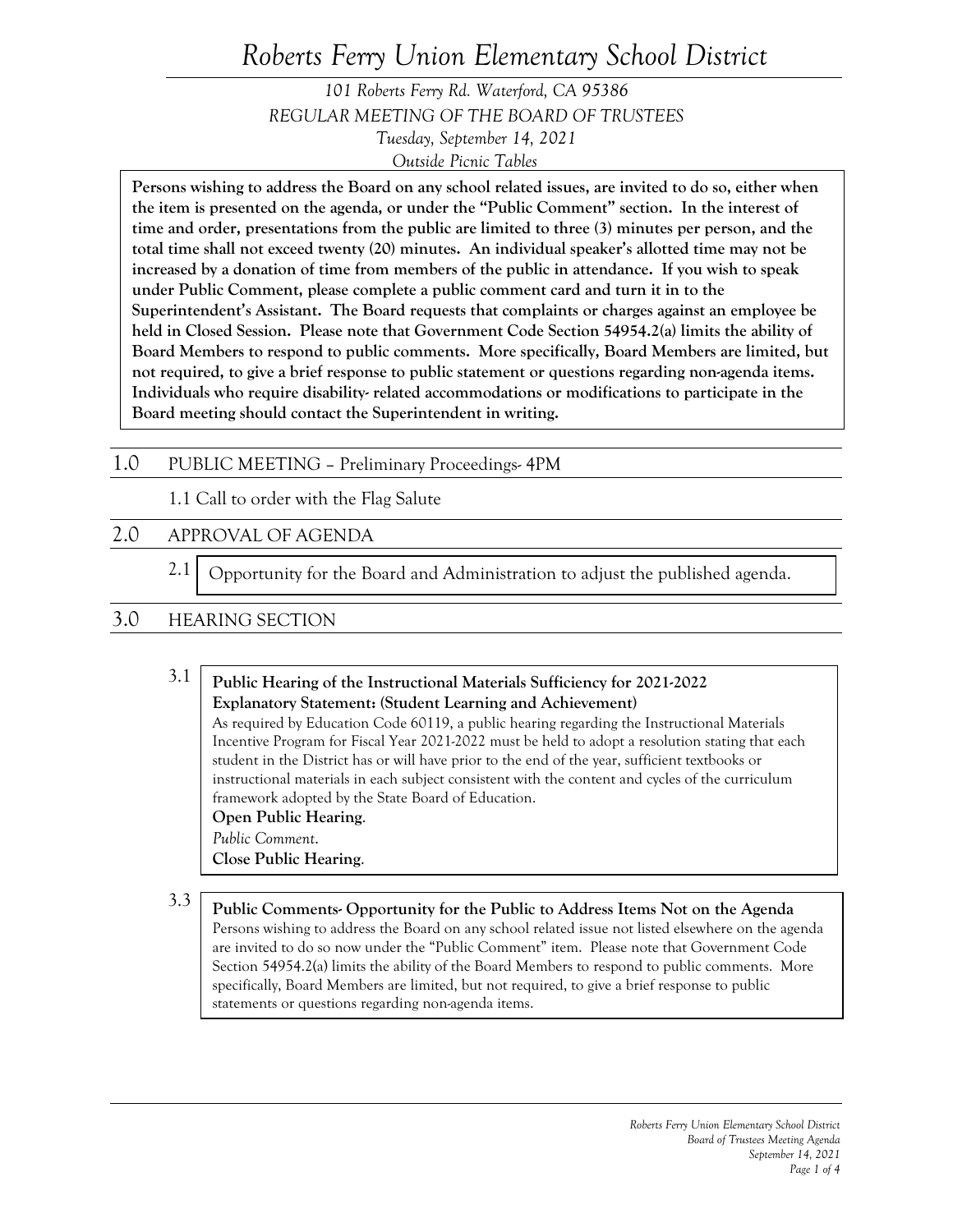# Roberts Ferry Union Elementary School District

*101 Roberts Ferry Rd. Waterford, CA 95386*
*REGULAR MEETING OF THE BOARD OF TRUSTEES*
*Tuesday, September 14, 2021*
*Outside Picnic Tables*

**Persons wishing to address the Board on any school related issues, are invited to do so, either when the item is presented on the agenda, or under the "Public Comment" section. In the interest of time and order, presentations from the public are limited to three (3) minutes per person, and the total time shall not exceed twenty (20) minutes. An individual speaker's allotted time may not be increased by a donation of time from members of the public in attendance. If you wish to speak under Public Comment, please complete a public comment card and turn it in to the Superintendent's Assistant. The Board requests that complaints or charges against an employee be held in Closed Session. Please note that Government Code Section 54954.2(a) limits the ability of Board Members to respond to public comments. More specifically, Board Members are limited, but not required, to give a brief response to public statement or questions regarding non-agenda items. Individuals who require disability- related accommodations or modifications to participate in the Board meeting should contact the Superintendent in writing.**

## 1.0 PUBLIC MEETING – Preliminary Proceedings- 4PM

1.1 Call to order with the Flag Salute

## 2.0 APPROVAL OF AGENDA

2.1 Opportunity for the Board and Administration to adjust the published agenda.

## 3.0 HEARING SECTION

3.1 **Public Hearing of the Instructional Materials Sufficiency for 2021-2022**
**Explanatory Statement: (Student Learning and Achievement)**
As required by Education Code 60119, a public hearing regarding the Instructional Materials Incentive Program for Fiscal Year 2021-2022 must be held to adopt a resolution stating that each student in the District has or will have prior to the end of the year, sufficient textbooks or instructional materials in each subject consistent with the content and cycles of the curriculum framework adopted by the State Board of Education.
**Open Public Hearing**.
*Public Comment*.
**Close Public Hearing**.

3.3 **Public Comments- Opportunity for the Public to Address Items Not on the Agenda**
Persons wishing to address the Board on any school related issue not listed elsewhere on the agenda are invited to do so now under the "Public Comment" item. Please note that Government Code Section 54954.2(a) limits the ability of the Board Members to respond to public comments. More specifically, Board Members are limited, but not required, to give a brief response to public statements or questions regarding non-agenda items.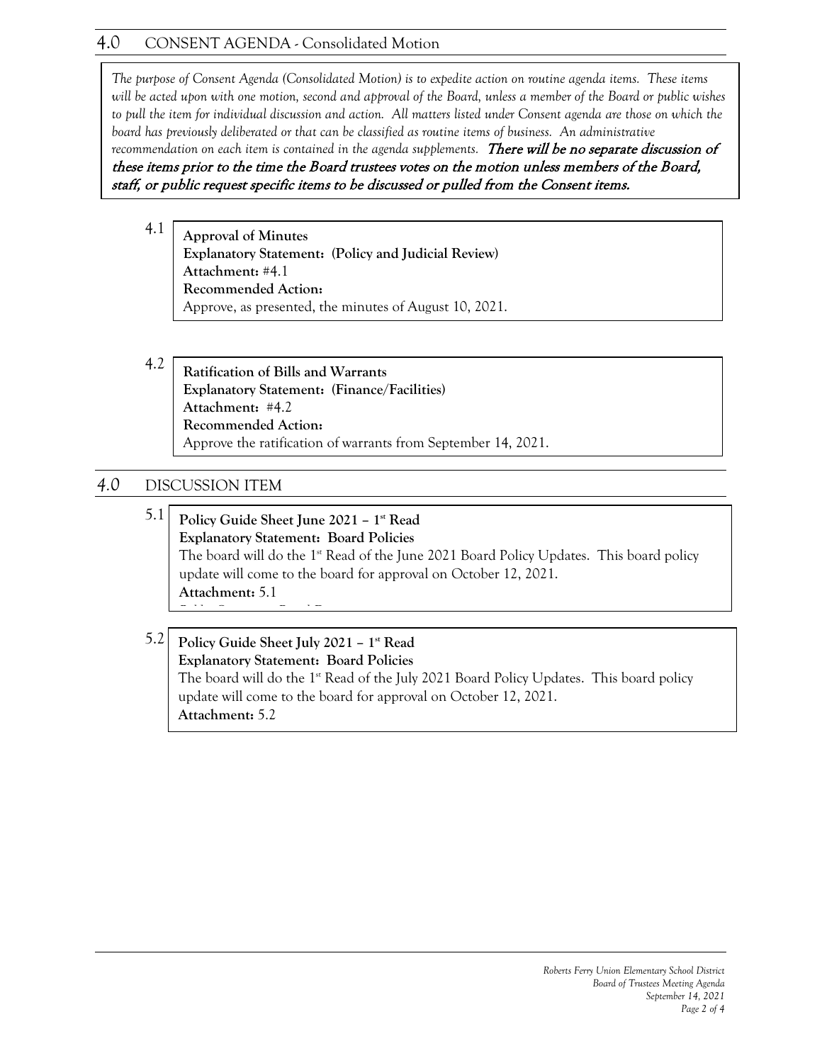## 4.0 CONSENT AGENDA - Consolidated Motion

*The purpose of Consent Agenda (Consolidated Motion) is to expedite action on routine agenda items. These items will be acted upon with one motion, second and approval of the Board, unless a member of the Board or public wishes to pull the item for individual discussion and action. All matters listed under Consent agenda are those on which the board has previously deliberated or that can be classified as routine items of business. An administrative recommendation on each item is contained in the agenda supplements.* ***There will be no separate discussion of these items prior to the time the Board trustees votes on the motion unless members of the Board, staff, or public request specific items to be discussed or pulled from the Consent items.***

4.1 **Approval of Minutes**
**Explanatory Statement: (Policy and Judicial Review)**
**Attachment:** #4.1
**Recommended Action:**
Approve, as presented, the minutes of August 10, 2021.

4.2 **Ratification of Bills and Warrants**
**Explanatory Statement: (Finance/Facilities)**
**Attachment:** #4.2
**Recommended Action:**
Approve the ratification of warrants from September 14, 2021.

## 4.0 DISCUSSION ITEM

5.1 **Policy Guide Sheet June 2021 – 1st Read**
**Explanatory Statement: Board Policies**
The board will do the 1st Read of the June 2021 Board Policy Updates. This board policy update will come to the board for approval on October 12, 2021.
**Attachment:** 5.1

5.2 **Policy Guide Sheet July 2021 – 1st Read**
**Explanatory Statement: Board Policies**
The board will do the 1st Read of the July 2021 Board Policy Updates. This board policy update will come to the board for approval on October 12, 2021.
**Attachment:** 5.2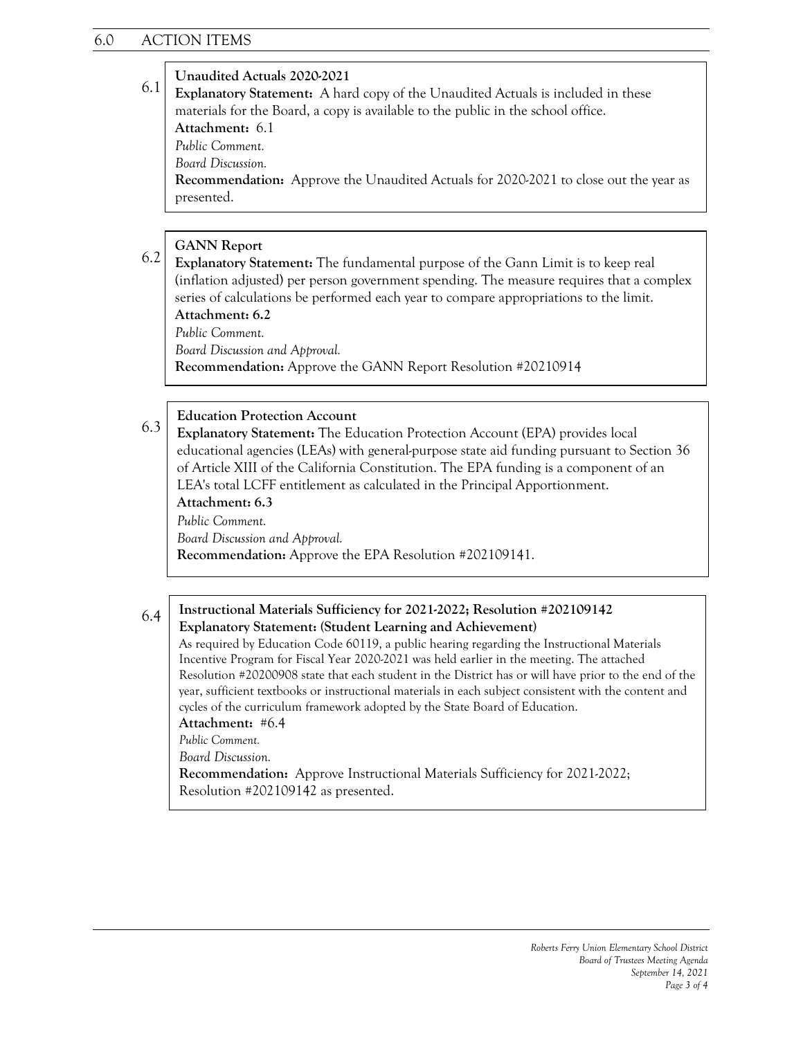## 6.0 ACTION ITEMS

**6.1 Unaudited Actuals 2020-2021**

**Explanatory Statement:** A hard copy of the Unaudited Actuals is included in these materials for the Board, a copy is available to the public in the school office.

**Attachment:** 6.1

*Public Comment.*

*Board Discussion.*

**Recommendation:** Approve the Unaudited Actuals for 2020-2021 to close out the year as presented.

**6.2 GANN Report**

**Explanatory Statement:** The fundamental purpose of the Gann Limit is to keep real (inflation adjusted) per person government spending. The measure requires that a complex series of calculations be performed each year to compare appropriations to the limit.

**Attachment: 6.2**

*Public Comment.*

*Board Discussion and Approval.*

**Recommendation:** Approve the GANN Report Resolution #20210914

**6.3 Education Protection Account**

**Explanatory Statement:** The Education Protection Account (EPA) provides local educational agencies (LEAs) with general-purpose state aid funding pursuant to Section 36 of Article XIII of the California Constitution. The EPA funding is a component of an LEA's total LCFF entitlement as calculated in the Principal Apportionment.

**Attachment: 6.3**

*Public Comment.*

*Board Discussion and Approval.*

**Recommendation:** Approve the EPA Resolution #202109141.

**6.4 Instructional Materials Sufficiency for 2021-2022; Resolution #202109142**

**Explanatory Statement: (Student Learning and Achievement)**

As required by Education Code 60119, a public hearing regarding the Instructional Materials Incentive Program for Fiscal Year 2020-2021 was held earlier in the meeting. The attached Resolution #20200908 state that each student in the District has or will have prior to the end of the year, sufficient textbooks or instructional materials in each subject consistent with the content and cycles of the curriculum framework adopted by the State Board of Education.

**Attachment:** #6.4

*Public Comment.*

*Board Discussion.*

**Recommendation:** Approve Instructional Materials Sufficiency for 2021-2022; Resolution #202109142 as presented.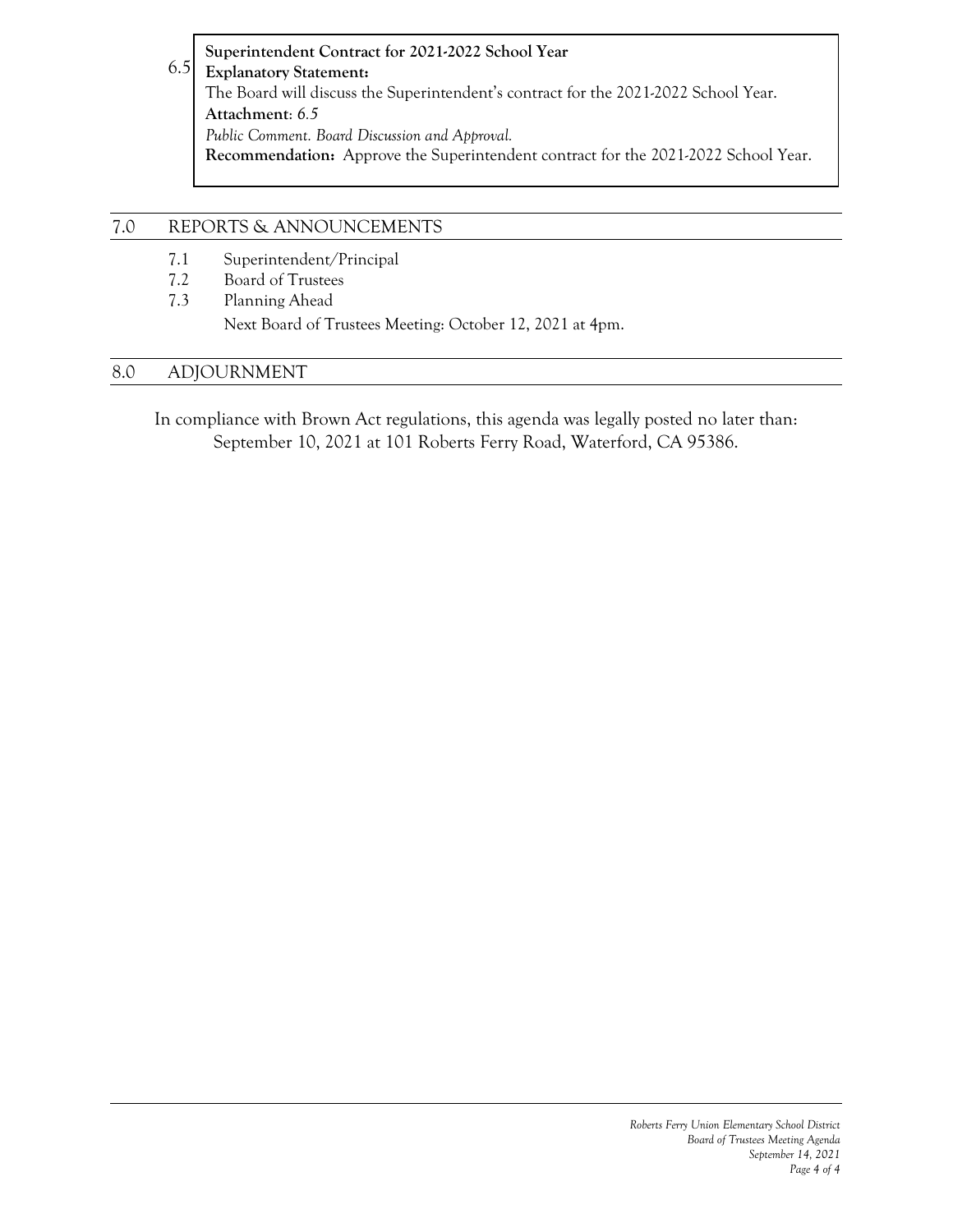6.5 **Superintendent Contract for 2021-2022 School Year**

**Explanatory Statement:**

The Board will discuss the Superintendent's contract for the 2021-2022 School Year.

**Attachment**: *6.5*

*Public Comment. Board Discussion and Approval.*

**Recommendation:** Approve the Superintendent contract for the 2021-2022 School Year.

## 7.0 REPORTS & ANNOUNCEMENTS

7.1 Superintendent/Principal

7.2 Board of Trustees

7.3 Planning Ahead

Next Board of Trustees Meeting: October 12, 2021 at 4pm.

## 8.0 ADJOURNMENT

In compliance with Brown Act regulations, this agenda was legally posted no later than: September 10, 2021 at 101 Roberts Ferry Road, Waterford, CA 95386.